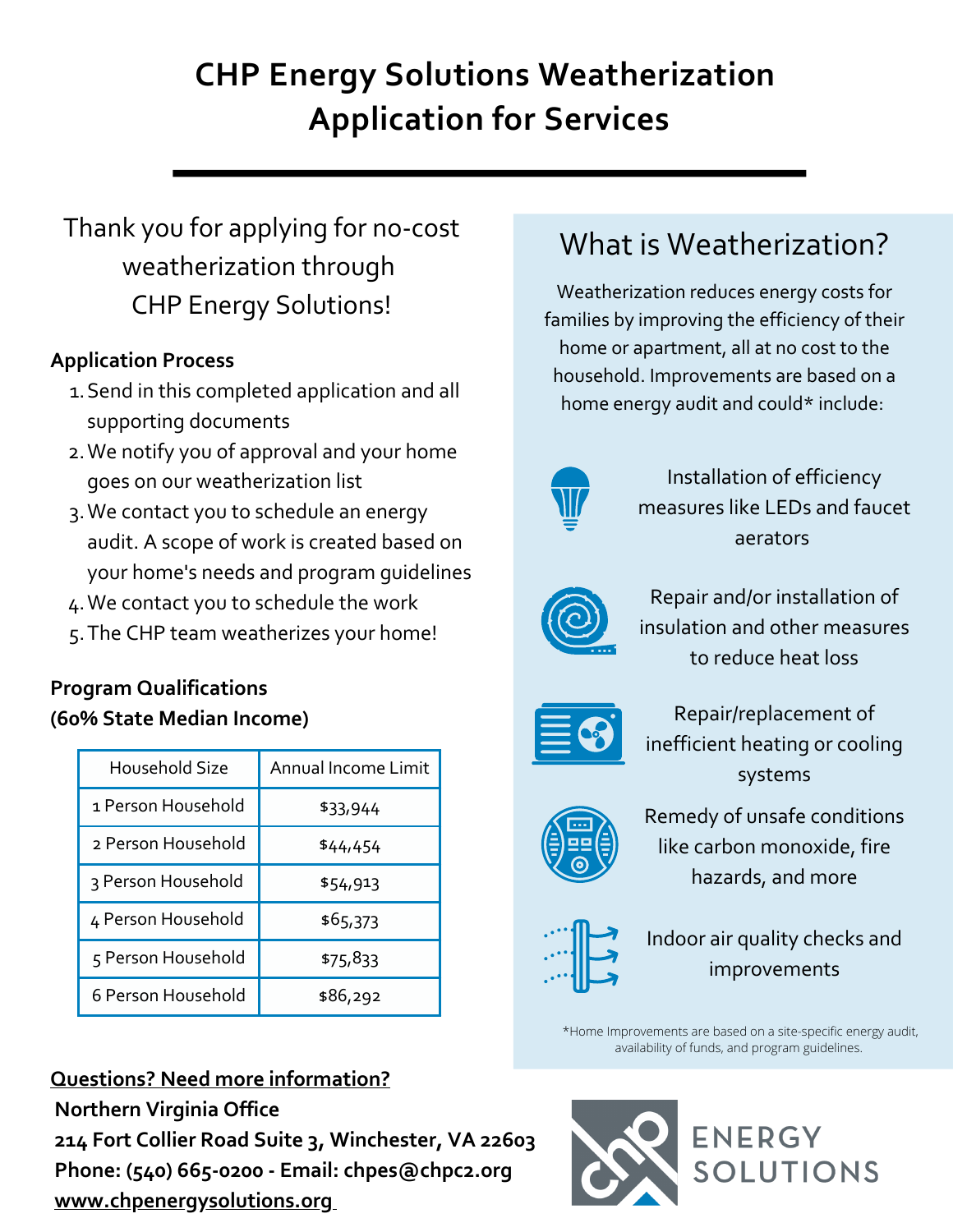# CHP Energy Solutions Weatherization Application for Services

Thank you for applying for no-cost weatherization through CHP Energy Solutions!

**Application Process**

1. Send in this completed application and all supporting documents
2. We notify you of approval and your home goes on our weatherization list
3. We contact you to schedule an energy audit. A scope of work is created based on your home's needs and program guidelines
4. We contact you to schedule the work
5. The CHP team weatherizes your home!

**Program Qualifications (60% State Median Income)**

| Household Size | Annual Income Limit |
| --- | --- |
| 1 Person Household | $33,944 |
| 2 Person Household | $44,454 |
| 3 Person Household | $54,913 |
| 4 Person Household | $65,373 |
| 5 Person Household | $75,833 |
| 6 Person Household | $86,292 |

## What is Weatherization?

Weatherization reduces energy costs for families by improving the efficiency of their home or apartment, all at no cost to the household. Improvements are based on a home energy audit and could* include:

- Installation of efficiency measures like LEDs and faucet aerators
- Repair and/or installation of insulation and other measures to reduce heat loss
- Repair/replacement of inefficient heating or cooling systems
- Remedy of unsafe conditions like carbon monoxide, fire hazards, and more
- Indoor air quality checks and improvements

*Home Improvements are based on a site-specific energy audit, availability of funds, and program guidelines.

**Questions? Need more information?**

**Northern Virginia Office**
**214 Fort Collier Road Suite 3, Winchester, VA 22603**
**Phone: (540) 665-0200 - Email: chpes@chpc2.org**
**www.chpenergysolutions.org**

ENERGY SOLUTIONS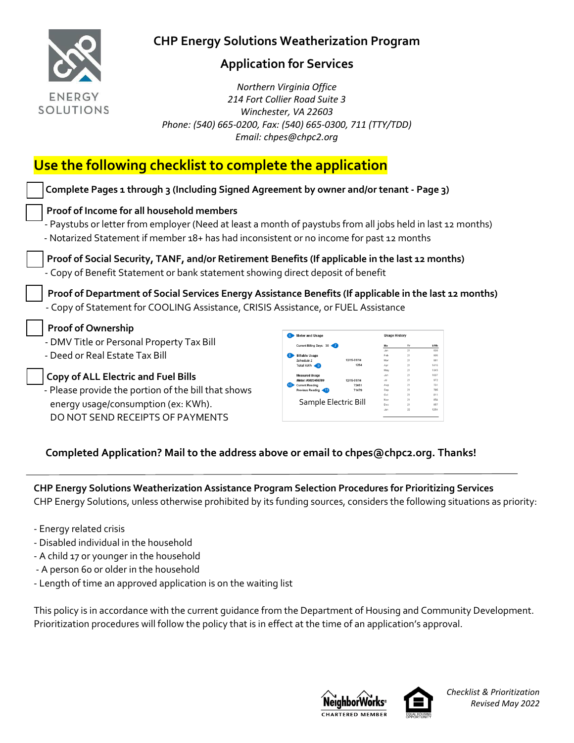# CHP Energy Solutions Weatherization Program

## Application for Services

*Northern Virginia Office*
*214 Fort Collier Road Suite 3*
*Winchester, VA 22603*
*Phone: (540) 665-0200, Fax: (540) 665-0300, 711 (TTY/TDD)*
*Email: chpes@chpc2.org*

## Use the following checklist to complete the application

- [ ] **Complete Pages 1 through 3 (Including Signed Agreement by owner and/or tenant - Page 3)**

- [ ] **Proof of Income for all household members**
  - Paystubs or letter from employer (Need at least a month of paystubs from all jobs held in last 12 months)
  - Notarized Statement if member 18+ has had inconsistent or no income for past 12 months

- [ ] **Proof of Social Security, TANF, and/or Retirement Benefits (If applicable in the last 12 months)**
  - Copy of Benefit Statement or bank statement showing direct deposit of benefit

- [ ] **Proof of Department of Social Services Energy Assistance Benefits (If applicable in the last 12 months)**
  - Copy of Statement for COOLING Assistance, CRISIS Assistance, or FUEL Assistance

- [ ] **Proof of Ownership**
  - DMV Title or Personal Property Tax Bill
  - Deed or Real Estate Tax Bill

- [ ] **Copy of ALL Electric and Fuel Bills**
  - Please provide the portion of the bill that shows energy usage/consumption (ex: KWh). DO NOT SEND RECEIPTS OF PAYMENTS

Sample Electric Bill

**Completed Application? Mail to the address above or email to chpes@chpc2.org. Thanks!**

---

**CHP Energy Solutions Weatherization Assistance Program Selection Procedures for Prioritizing Services**
CHP Energy Solutions, unless otherwise prohibited by its funding sources, considers the following situations as priority:

- Energy related crisis
- Disabled individual in the household
- A child 17 or younger in the household
- A person 60 or older in the household
- Length of time an approved application is on the waiting list

This policy is in accordance with the current guidance from the Department of Housing and Community Development. Prioritization procedures will follow the policy that is in effect at the time of an application's approval.

*Checklist & Prioritization*
*Revised May 2022*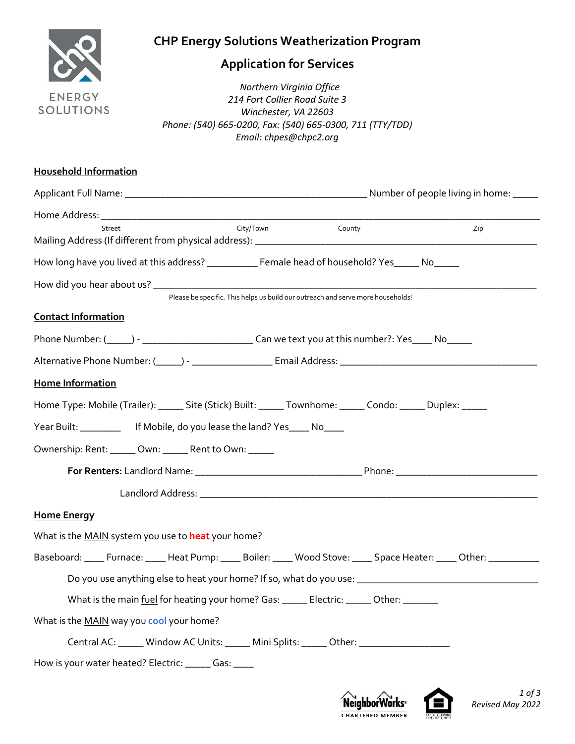# CHP Energy Solutions Weatherization Program

## Application for Services

*Northern Virginia Office*
*214 Fort Collier Road Suite 3*
*Winchester, VA 22603*
*Phone: (540) 665-0200, Fax: (540) 665-0300, 711 (TTY/TDD)*
*Email: chpes@chpc2.org*

ENERGY SOLUTIONS

**Household Information**

Applicant Full Name: ____________________________________________ Number of people living in home: _____

Home Address: ____________________________________________________________________________
Street City/Town County Zip

Mailing Address (If different from physical address): ______________________________________________

How long have you lived at this address? __________ Female head of household? Yes_____ No_____

How did you hear about us? _____________________________________________________________________
Please be specific. This helps us build our outreach and serve more households!

**Contact Information**

Phone Number: (_____) - _____________________ Can we text you at this number?: Yes____ No_____

Alternative Phone Number: (_____) - _______________ Email Address: ____________________________________

**Home Information**

Home Type: Mobile (Trailer): _____ Site (Stick) Built: _____ Townhome: _____ Condo: _____ Duplex: _____

Year Built: ________ If Mobile, do you lease the land? Yes____ No____

Ownership: Rent: _____ Own: _____ Rent to Own: _____

**For Renters:** Landlord Name: ______________________________ Phone: __________________________

Landlord Address: _____________________________________________________________

**Home Energy**

What is the MAIN system you use to **heat** your home?

Baseboard: ____ Furnace: ____ Heat Pump: ____ Boiler: ____ Wood Stove: ____ Space Heater: ____ Other: __________

Do you use anything else to heat your home? If so, what do you use: ___________________________________

What is the main fuel for heating your home? Gas: _____ Electric: _____ Other: _______

What is the MAIN way you **cool** your home?

Central AC: _____ Window AC Units: _____ Mini Splits: _____ Other: _________________

How is your water heated? Electric: _____ Gas: ____

NeighborWorks CHARTERED MEMBER

EQUAL HOUSING OPPORTUNITY

*Revised May 2022*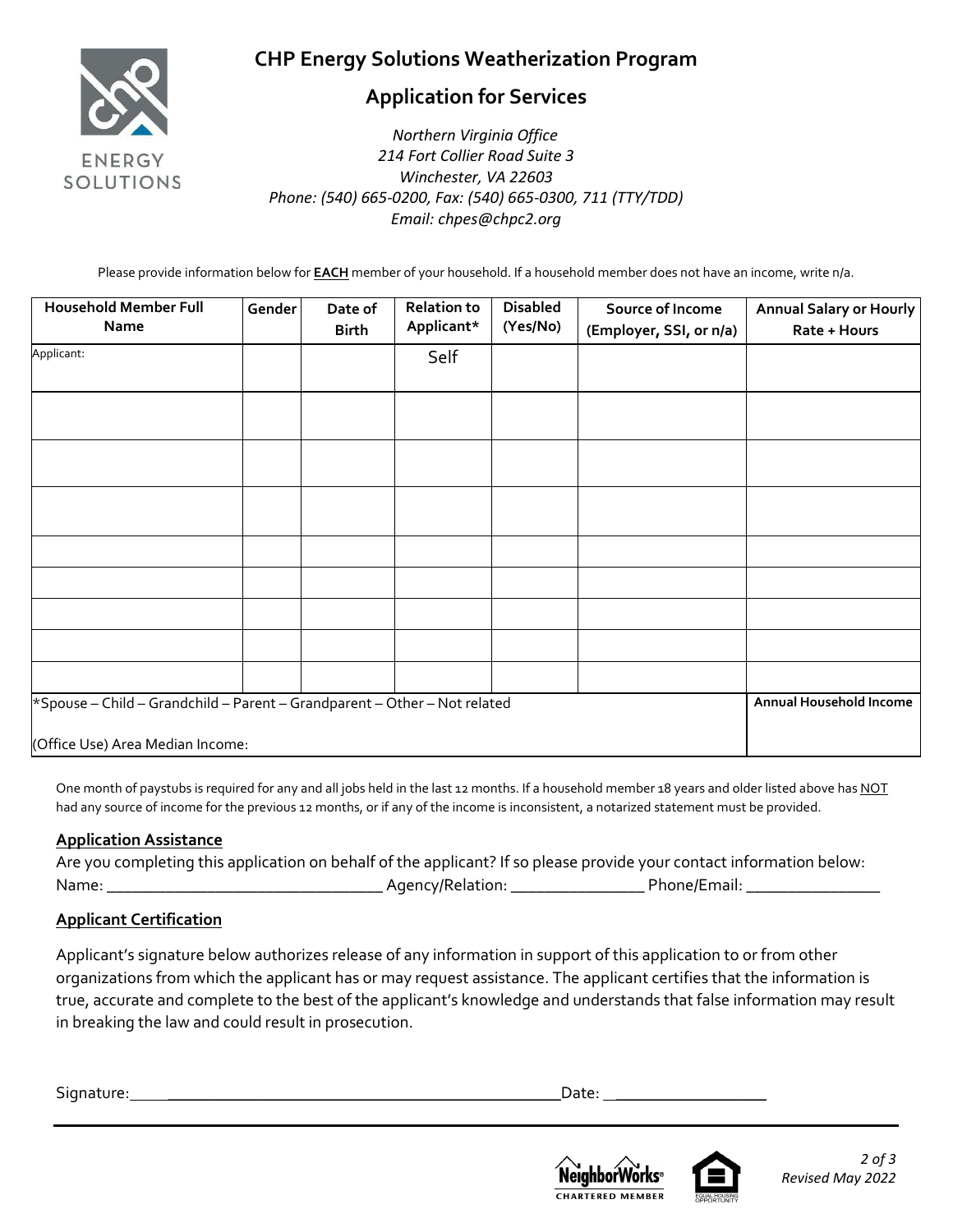# CHP Energy Solutions Weatherization Program

## Application for Services

*Northern Virginia Office*
*214 Fort Collier Road Suite 3*
*Winchester, VA 22603*
*Phone: (540) 665-0200, Fax: (540) 665-0300, 711 (TTY/TDD)*
*Email: chpes@chpc2.org*

Please provide information below for **EACH** member of your household. If a household member does not have an income, write n/a.

| Household Member Full Name | Gender | Date of Birth | Relation to Applicant* | Disabled (Yes/No) | Source of Income (Employer, SSI, or n/a) | Annual Salary or Hourly Rate + Hours |
|---|---|---|---|---|---|---|
| Applicant: | | | Self | | | |
| | | | | | | |
| | | | | | | |
| | | | | | | |
| | | | | | | |
| | | | | | | |
| | | | | | | |
| | | | | | | |
| | | | | | | |
| *Spouse – Child – Grandchild – Parent – Grandparent – Other – Not related<br>(Office Use) Area Median Income: | | | | | | Annual Household Income |

One month of paystubs is required for any and all jobs held in the last 12 months. If a household member 18 years and older listed above has NOT had any source of income for the previous 12 months, or if any of the income is inconsistent, a notarized statement must be provided.

**Application Assistance**

Are you completing this application on behalf of the applicant? If so please provide your contact information below:
Name: ________________________________ Agency/Relation: ________________ Phone/Email: ________________

**Applicant Certification**

Applicant's signature below authorizes release of any information in support of this application to or from other organizations from which the applicant has or may request assistance. The applicant certifies that the information is true, accurate and complete to the best of the applicant's knowledge and understands that false information may result in breaking the law and could result in prosecution.

Signature:______________________________________________Date: __________________

*Revised May 2022*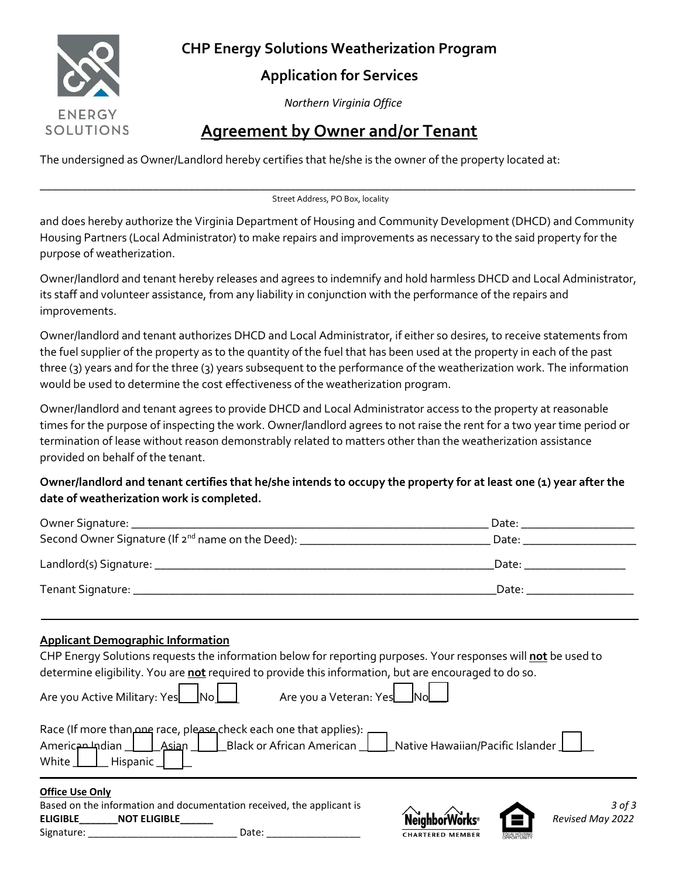# CHP Energy Solutions Weatherization Program

## Application for Services

*Northern Virginia Office*

## Agreement by Owner and/or Tenant

The undersigned as Owner/Landlord hereby certifies that he/she is the owner of the property located at:

_______________________________________________________________________________________________

Street Address, PO Box, locality

and does hereby authorize the Virginia Department of Housing and Community Development (DHCD) and Community Housing Partners (Local Administrator) to make repairs and improvements as necessary to the said property for the purpose of weatherization.

Owner/landlord and tenant hereby releases and agrees to indemnify and hold harmless DHCD and Local Administrator, its staff and volunteer assistance, from any liability in conjunction with the performance of the repairs and improvements.

Owner/landlord and tenant authorizes DHCD and Local Administrator, if either so desires, to receive statements from the fuel supplier of the property as to the quantity of the fuel that has been used at the property in each of the past three (3) years and for the three (3) years subsequent to the performance of the weatherization work. The information would be used to determine the cost effectiveness of the weatherization program.

Owner/landlord and tenant agrees to provide DHCD and Local Administrator access to the property at reasonable times for the purpose of inspecting the work. Owner/landlord agrees to not raise the rent for a two year time period or termination of lease without reason demonstrably related to matters other than the weatherization assistance provided on behalf of the tenant.

**Owner/landlord and tenant certifies that he/she intends to occupy the property for at least one (1) year after the date of weatherization work is completed.**

Owner Signature: ____________________________________________________________ Date: ___________________

Second Owner Signature (If 2nd name on the Deed): ________________________________ Date: ___________________

Landlord(s) Signature: _________________________________________________________ Date: _________________

Tenant Signature: _____________________________________________________________ Date: __________________

---

**Applicant Demographic Information**

CHP Energy Solutions requests the information below for reporting purposes. Your responses will **not** be used to determine eligibility. You are **not** required to provide this information, but are encouraged to do so.

Are you Active Military: Yes ☐ No ☐     Are you a Veteran: Yes ☐ No ☐

Race (If more than one race, please check each one that applies):

American Indian ☐ Asian ☐ Black or African American ☐ Native Hawaiian/Pacific Islander ☐

White ☐ Hispanic ☐

---

**Office Use Only**

Based on the information and documentation received, the applicant is

**ELIGIBLE_______NOT ELIGIBLE______**

Signature: ___________________________ Date: _________________

*Revised May 2022*